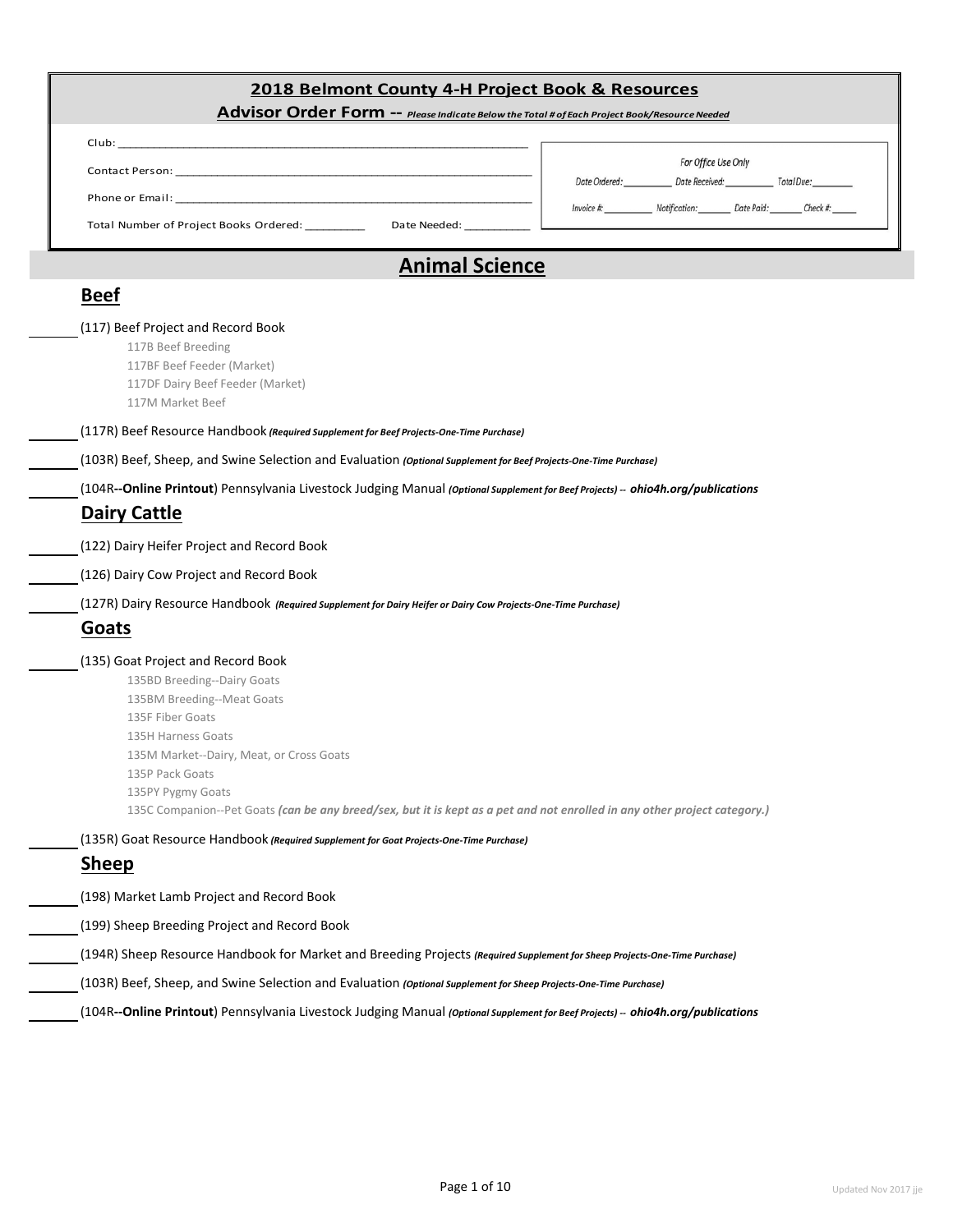# 2018 Belmont County 4-H Project Book & Resources

## Advisor Order Form -- *Please Indicate Below the Total # of Each Project Book/Resource Needed*

Club: ______________________________________________

Contact Person: ______________________________________________

Phone or Email: ______________________________________________

Total Number of Project Books Ordered: _________ Date Needed: __________

*For Office Use Only*

*Date Ordered: _________ Date Received: _________ Total Due: ________*

*Invoice #: _________ Notification: ______ Date Paid: ______ Check #: _____*

## Animal Science

### Beef

______ (117) Beef Project and Record Book

- 117B Beef Breeding
- 117BF Beef Feeder (Market)
- 117DF Dairy Beef Feeder (Market)
- 117M Market Beef

______ (117R) Beef Resource Handbook ***(Required Supplement for Beef Projects-One-Time Purchase)***

______ (103R) Beef, Sheep, and Swine Selection and Evaluation ***(Optional Supplement for Beef Projects-One-Time Purchase)***

______ (104R**--Online Printout**) Pennsylvania Livestock Judging Manual ***(Optional Supplement for Beef Projects) -- ohio4h.org/publications***

### Dairy Cattle

______ (122) Dairy Heifer Project and Record Book

______ (126) Dairy Cow Project and Record Book

______ (127R) Dairy Resource Handbook ***(Required Supplement for Dairy Heifer or Dairy Cow Projects-One-Time Purchase)***

### Goats

______ (135) Goat Project and Record Book

- 135BD Breeding--Dairy Goats
- 135BM Breeding--Meat Goats
- 135F Fiber Goats
- 135H Harness Goats
- 135M Market--Dairy, Meat, or Cross Goats
- 135P Pack Goats
- 135PY Pygmy Goats
- 135C Companion--Pet Goats ***(can be any breed/sex, but it is kept as a pet and not enrolled in any other project category.)***

______ (135R) Goat Resource Handbook ***(Required Supplement for Goat Projects-One-Time Purchase)***

### Sheep

______ (198) Market Lamb Project and Record Book

______ (199) Sheep Breeding Project and Record Book

______ (194R) Sheep Resource Handbook for Market and Breeding Projects ***(Required Supplement for Sheep Projects-One-Time Purchase)***

______ (103R) Beef, Sheep, and Swine Selection and Evaluation ***(Optional Supplement for Sheep Projects-One-Time Purchase)***

______ (104R**--Online Printout**) Pennsylvania Livestock Judging Manual ***(Optional Supplement for Beef Projects) -- ohio4h.org/publications***

Updated Nov 2017 jje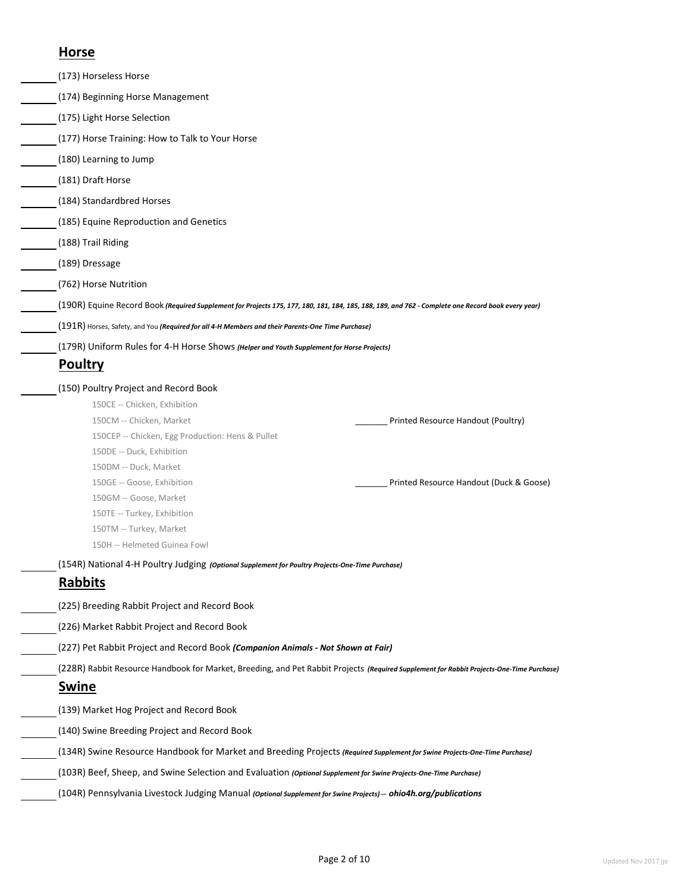## Horse

_______ (173) Horseless Horse

_______ (174) Beginning Horse Management

_______ (175) Light Horse Selection

_______ (177) Horse Training: How to Talk to Your Horse

_______ (180) Learning to Jump

_______ (181) Draft Horse

_______ (184) Standardbred Horses

_______ (185) Equine Reproduction and Genetics

_______ (188) Trail Riding

_______ (189) Dressage

_______ (762) Horse Nutrition

_______ (190R) Equine Record Book ***(Required Supplement for Projects 175, 177, 180, 181, 184, 185, 188, 189, and 762 - Complete one Record book every year)***

_______ (191R) Horses, Safety, and You ***(Required for all 4-H Members and their Parents-One Time Purchase)***

_______ (179R) Uniform Rules for 4-H Horse Shows ***(Helper and Youth Supplement for Horse Projects)***

## Poultry

_______ (150) Poultry Project and Record Book

150CE -- Chicken, Exhibition
150CM -- Chicken, Market
150CEP -- Chicken, Egg Production: Hens & Pullet
150DE -- Duck, Exhibition
150DM -- Duck, Market
150GE -- Goose, Exhibition
150GM -- Goose, Market
150TE -- Turkey, Exhibition
150TM -- Turkey, Market
150H -- Helmeted Guinea Fowl

_______ Printed Resource Handout (Poultry)

_______ Printed Resource Handout (Duck & Goose)

_______ (154R) National 4-H Poultry Judging ***(Optional Supplement for Poultry Projects-One-Time Purchase)***

## Rabbits

_______ (225) Breeding Rabbit Project and Record Book

_______ (226) Market Rabbit Project and Record Book

_______ (227) Pet Rabbit Project and Record Book ***(Companion Animals - Not Shown at Fair)***

_______ (228R) Rabbit Resource Handbook for Market, Breeding, and Pet Rabbit Projects ***(Required Supplement for Rabbit Projects-One-Time Purchase)***

## Swine

_______ (139) Market Hog Project and Record Book

_______ (140) Swine Breeding Project and Record Book

_______ (134R) Swine Resource Handbook for Market and Breeding Projects ***(Required Supplement for Swine Projects-One-Time Purchase)***

_______ (103R) Beef, Sheep, and Swine Selection and Evaluation ***(Optional Supplement for Swine Projects-One-Time Purchase)***

_______ (104R) Pennsylvania Livestock Judging Manual ***(Optional Supplement for Swine Projects) -- ohio4h.org/publications***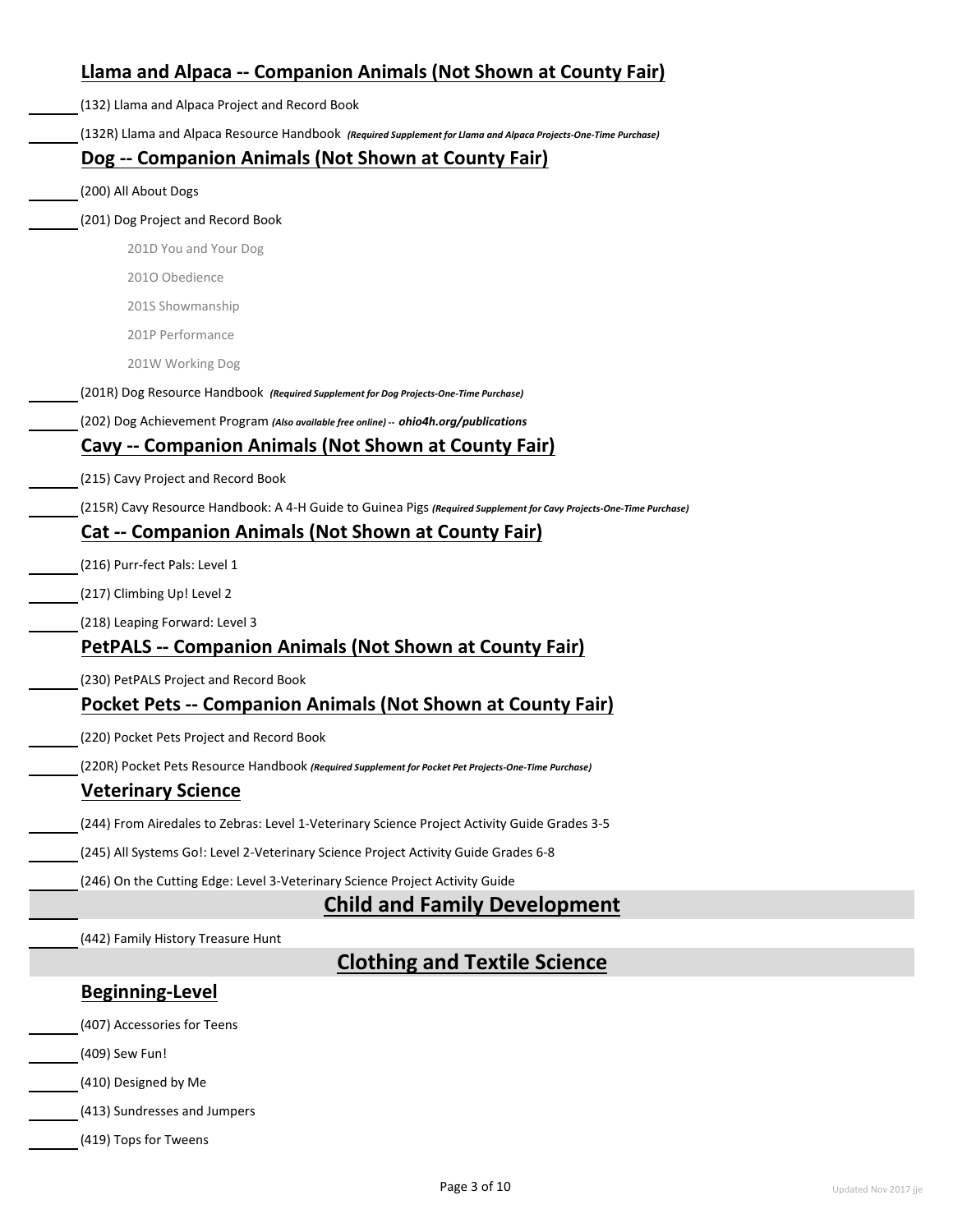## Llama and Alpaca -- Companion Animals (Not Shown at County Fair)

______ (132) Llama and Alpaca Project and Record Book

______ (132R) Llama and Alpaca Resource Handbook *(Required Supplement for Llama and Alpaca Projects-One-Time Purchase)*

## Dog -- Companion Animals (Not Shown at County Fair)

______ (200) All About Dogs

______ (201) Dog Project and Record Book

- 201D You and Your Dog
- 201O Obedience
- 201S Showmanship
- 201P Performance
- 201W Working Dog

______ (201R) Dog Resource Handbook *(Required Supplement for Dog Projects-One-Time Purchase)*

______ (202) Dog Achievement Program *(Also available free online) -- **ohio4h.org/publications***

## Cavy -- Companion Animals (Not Shown at County Fair)

______ (215) Cavy Project and Record Book

______ (215R) Cavy Resource Handbook: A 4-H Guide to Guinea Pigs *(Required Supplement for Cavy Projects-One-Time Purchase)*

## Cat -- Companion Animals (Not Shown at County Fair)

______ (216) Purr-fect Pals: Level 1

______ (217) Climbing Up! Level 2

______ (218) Leaping Forward: Level 3

## PetPALS -- Companion Animals (Not Shown at County Fair)

______ (230) PetPALS Project and Record Book

## Pocket Pets -- Companion Animals (Not Shown at County Fair)

______ (220) Pocket Pets Project and Record Book

______ (220R) Pocket Pets Resource Handbook *(Required Supplement for Pocket Pet Projects-One-Time Purchase)*

## Veterinary Science

______ (244) From Airedales to Zebras: Level 1-Veterinary Science Project Activity Guide Grades 3-5

______ (245) All Systems Go!: Level 2-Veterinary Science Project Activity Guide Grades 6-8

______ (246) On the Cutting Edge: Level 3-Veterinary Science Project Activity Guide

# Child and Family Development

______ (442) Family History Treasure Hunt

# Clothing and Textile Science

## Beginning-Level

______ (407) Accessories for Teens

______ (409) Sew Fun!

______ (410) Designed by Me

______ (413) Sundresses and Jumpers

______ (419) Tops for Tweens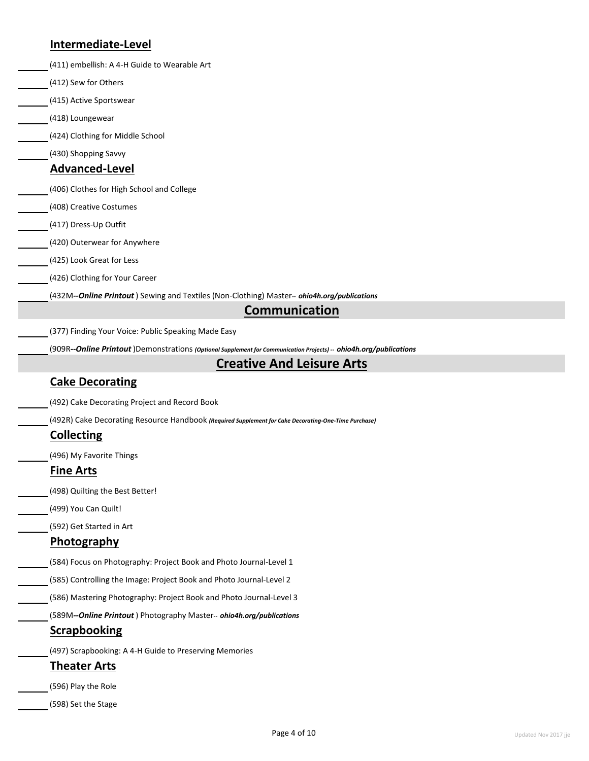### Intermediate-Level

- ______ (411) embellish: A 4-H Guide to Wearable Art
- ______ (412) Sew for Others
- ______ (415) Active Sportswear
- ______ (418) Loungewear
- ______ (424) Clothing for Middle School
- ______ (430) Shopping Savvy

### Advanced-Level

- ______ (406) Clothes for High School and College
- ______ (408) Creative Costumes
- ______ (417) Dress-Up Outfit
- ______ (420) Outerwear for Anywhere
- ______ (425) Look Great for Less
- ______ (426) Clothing for Your Career
- ______ (432M***--Online Printout*** ) Sewing and Textiles (Non-Clothing) Master-- ***ohio4h.org/publications***

## Communication

- ______ (377) Finding Your Voice: Public Speaking Made Easy
- ______ (909R***--Online Printout*** )Demonstrations ***(Optional Supplement for Communication Projects) -- ohio4h.org/publications***

## Creative And Leisure Arts

### Cake Decorating

- ______ (492) Cake Decorating Project and Record Book
- ______ (492R) Cake Decorating Resource Handbook ***(Required Supplement for Cake Decorating-One-Time Purchase)***

### Collecting

- ______ (496) My Favorite Things

### Fine Arts

- ______ (498) Quilting the Best Better!
- ______ (499) You Can Quilt!
- ______ (592) Get Started in Art

### Photography

- ______ (584) Focus on Photography: Project Book and Photo Journal-Level 1
- ______ (585) Controlling the Image: Project Book and Photo Journal-Level 2
- ______ (586) Mastering Photography: Project Book and Photo Journal-Level 3
- ______ (589M***--Online Printout*** ) Photography Master-- ***ohio4h.org/publications***

### Scrapbooking

- ______ (497) Scrapbooking: A 4-H Guide to Preserving Memories

### Theater Arts

- ______ (596) Play the Role
- ______ (598) Set the Stage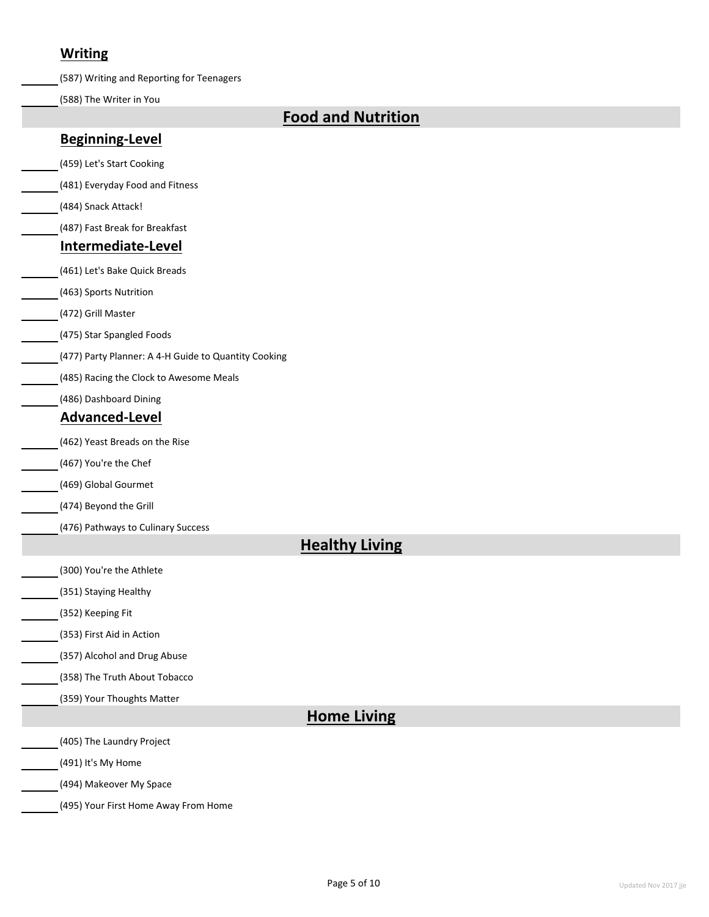### Writing

______ (587) Writing and Reporting for Teenagers

______ (588) The Writer in You

## Food and Nutrition

### Beginning-Level

______ (459) Let's Start Cooking

______ (481) Everyday Food and Fitness

______ (484) Snack Attack!

______ (487) Fast Break for Breakfast

### Intermediate-Level

______ (461) Let's Bake Quick Breads

______ (463) Sports Nutrition

______ (472) Grill Master

______ (475) Star Spangled Foods

______ (477) Party Planner: A 4-H Guide to Quantity Cooking

______ (485) Racing the Clock to Awesome Meals

______ (486) Dashboard Dining

### Advanced-Level

______ (462) Yeast Breads on the Rise

______ (467) You're the Chef

______ (469) Global Gourmet

______ (474) Beyond the Grill

______ (476) Pathways to Culinary Success

## Healthy Living

______ (300) You're the Athlete

______ (351) Staying Healthy

______ (352) Keeping Fit

______ (353) First Aid in Action

______ (357) Alcohol and Drug Abuse

______ (358) The Truth About Tobacco

______ (359) Your Thoughts Matter

## Home Living

______ (405) The Laundry Project

______ (491) It's My Home

______ (494) Makeover My Space

______ (495) Your First Home Away From Home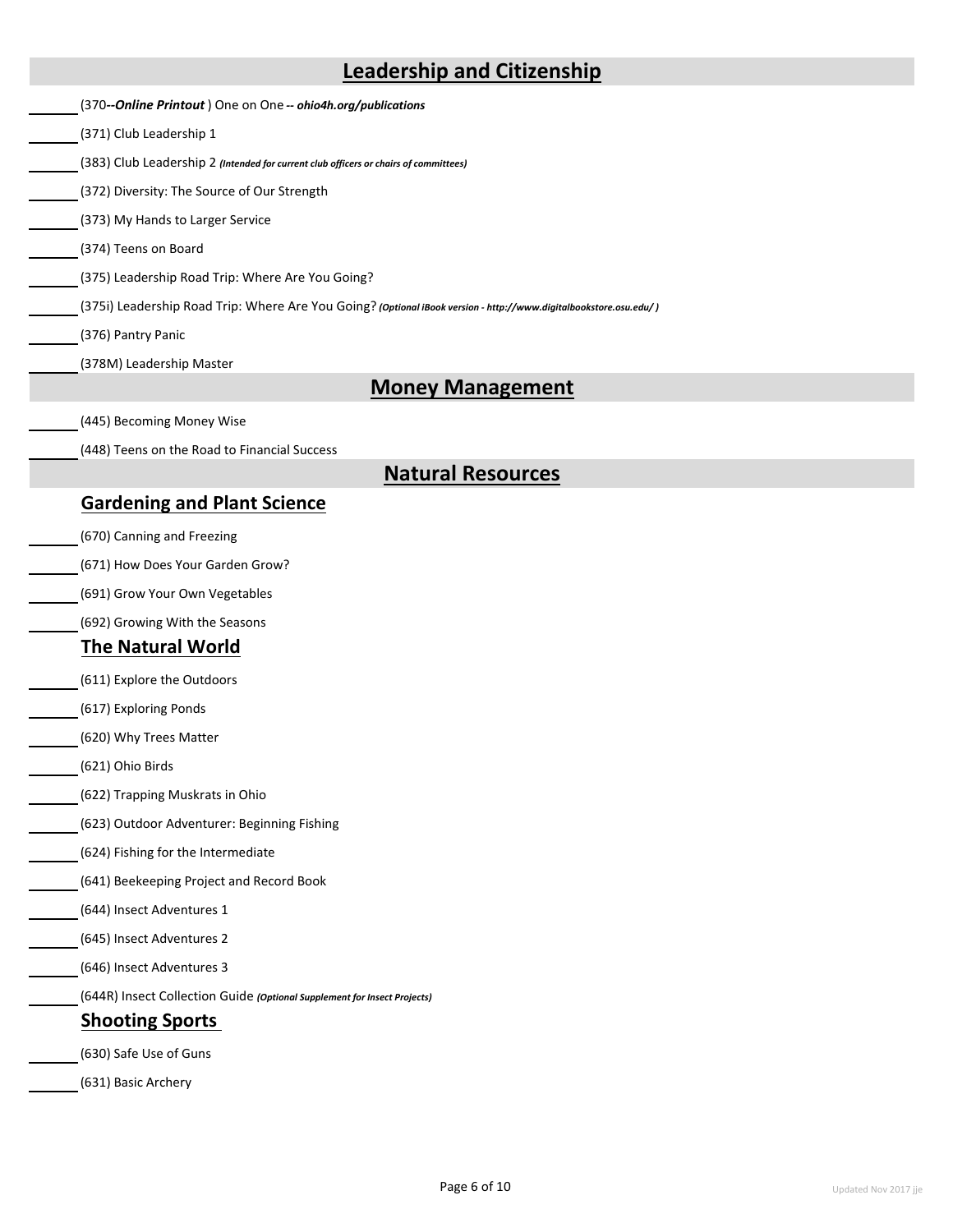## Leadership and Citizenship

_______ (370*--Online Printout* ) One on One *-- ohio4h.org/publications*

_______ (371) Club Leadership 1

_______ (383) Club Leadership 2 *(Intended for current club officers or chairs of committees)*

_______ (372) Diversity: The Source of Our Strength

_______ (373) My Hands to Larger Service

_______ (374) Teens on Board

_______ (375) Leadership Road Trip: Where Are You Going?

_______ (375i) Leadership Road Trip: Where Are You Going? *(Optional iBook version - http://www.digitalbookstore.osu.edu/ )*

_______ (376) Pantry Panic

_______ (378M) Leadership Master

## Money Management

_______ (445) Becoming Money Wise

_______ (448) Teens on the Road to Financial Success

## Natural Resources

### Gardening and Plant Science

_______ (670) Canning and Freezing

_______ (671) How Does Your Garden Grow?

_______ (691) Grow Your Own Vegetables

_______ (692) Growing With the Seasons

### The Natural World

_______ (611) Explore the Outdoors

_______ (617) Exploring Ponds

_______ (620) Why Trees Matter

_______ (621) Ohio Birds

_______ (622) Trapping Muskrats in Ohio

_______ (623) Outdoor Adventurer: Beginning Fishing

_______ (624) Fishing for the Intermediate

_______ (641) Beekeeping Project and Record Book

_______ (644) Insect Adventures 1

_______ (645) Insect Adventures 2

_______ (646) Insect Adventures 3

_______ (644R) Insect Collection Guide *(Optional Supplement for Insect Projects)*

### Shooting Sports

_______ (630) Safe Use of Guns

_______ (631) Basic Archery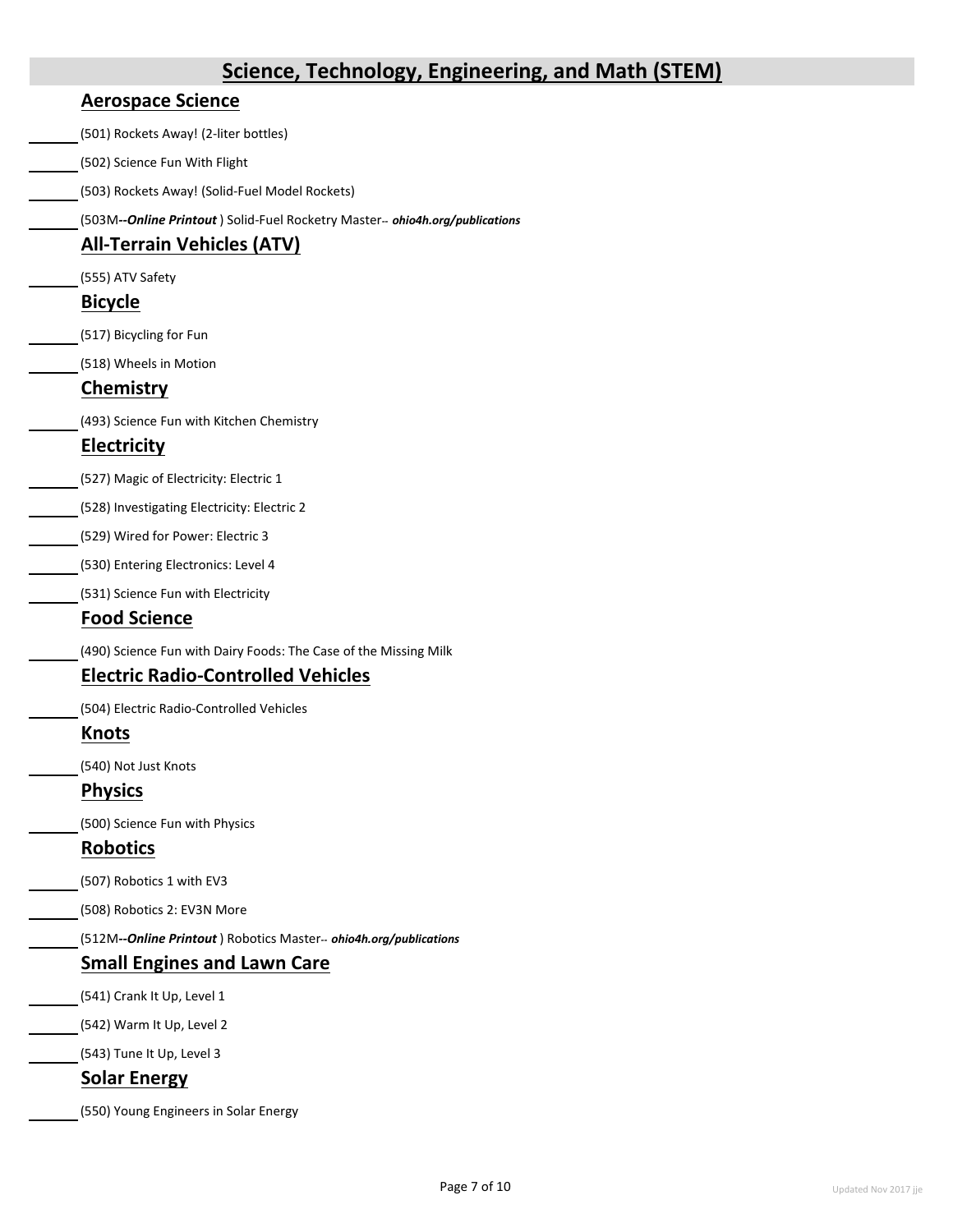# Science, Technology, Engineering, and Math (STEM)

## Aerospace Science

______ (501) Rockets Away! (2-liter bottles)

______ (502) Science Fun With Flight

______ (503) Rockets Away! (Solid-Fuel Model Rockets)

______ (503M--***Online Printout*** ) Solid-Fuel Rocketry Master-- ***ohio4h.org/publications***

## All-Terrain Vehicles (ATV)

______ (555) ATV Safety

## Bicycle

______ (517) Bicycling for Fun

______ (518) Wheels in Motion

## Chemistry

______ (493) Science Fun with Kitchen Chemistry

## Electricity

______ (527) Magic of Electricity: Electric 1

______ (528) Investigating Electricity: Electric 2

______ (529) Wired for Power: Electric 3

______ (530) Entering Electronics: Level 4

______ (531) Science Fun with Electricity

## Food Science

______ (490) Science Fun with Dairy Foods: The Case of the Missing Milk

## Electric Radio-Controlled Vehicles

______ (504) Electric Radio-Controlled Vehicles

## Knots

______ (540) Not Just Knots

## Physics

______ (500) Science Fun with Physics

## Robotics

______ (507) Robotics 1 with EV3

______ (508) Robotics 2: EV3N More

______ (512M--***Online Printout*** ) Robotics Master-- ***ohio4h.org/publications***

## Small Engines and Lawn Care

______ (541) Crank It Up, Level 1

______ (542) Warm It Up, Level 2

______ (543) Tune It Up, Level 3

## Solar Energy

______ (550) Young Engineers in Solar Energy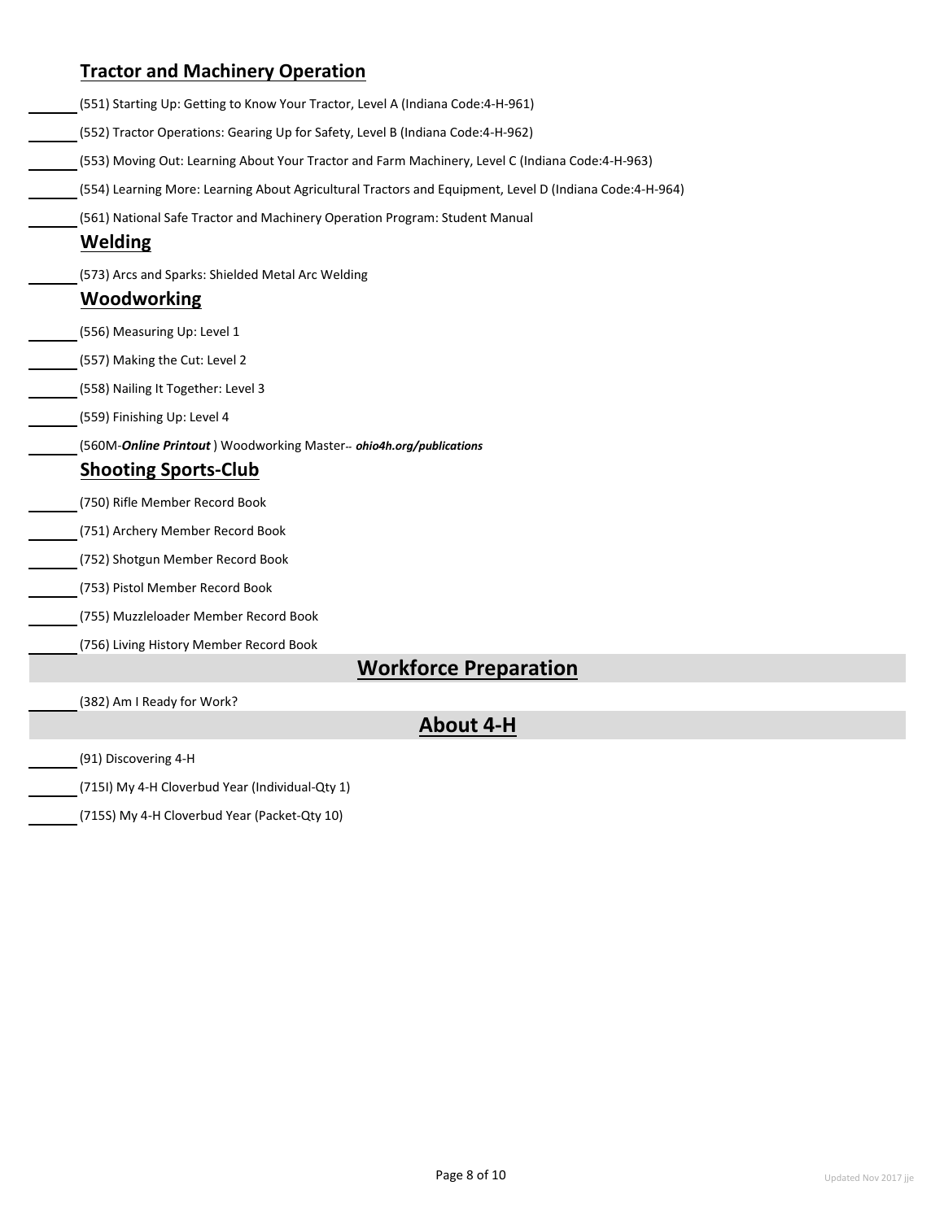### Tractor and Machinery Operation

______ (551) Starting Up: Getting to Know Your Tractor, Level A (Indiana Code:4-H-961)

______ (552) Tractor Operations: Gearing Up for Safety, Level B (Indiana Code:4-H-962)

______ (553) Moving Out: Learning About Your Tractor and Farm Machinery, Level C (Indiana Code:4-H-963)

______ (554) Learning More: Learning About Agricultural Tractors and Equipment, Level D (Indiana Code:4-H-964)

______ (561) National Safe Tractor and Machinery Operation Program: Student Manual

### Welding

______ (573) Arcs and Sparks: Shielded Metal Arc Welding

### Woodworking

______ (556) Measuring Up: Level 1

______ (557) Making the Cut: Level 2

______ (558) Nailing It Together: Level 3

______ (559) Finishing Up: Level 4

______ (560M-***Online Printout*** ) Woodworking Master-- ***ohio4h.org/publications***

### Shooting Sports-Club

______ (750) Rifle Member Record Book

______ (751) Archery Member Record Book

______ (752) Shotgun Member Record Book

______ (753) Pistol Member Record Book

______ (755) Muzzleloader Member Record Book

______ (756) Living History Member Record Book

## Workforce Preparation

______ (382) Am I Ready for Work?

## About 4-H

______ (91) Discovering 4-H

______ (715I) My 4-H Cloverbud Year (Individual-Qty 1)

______ (715S) My 4-H Cloverbud Year (Packet-Qty 10)

Updated Nov 2017 jje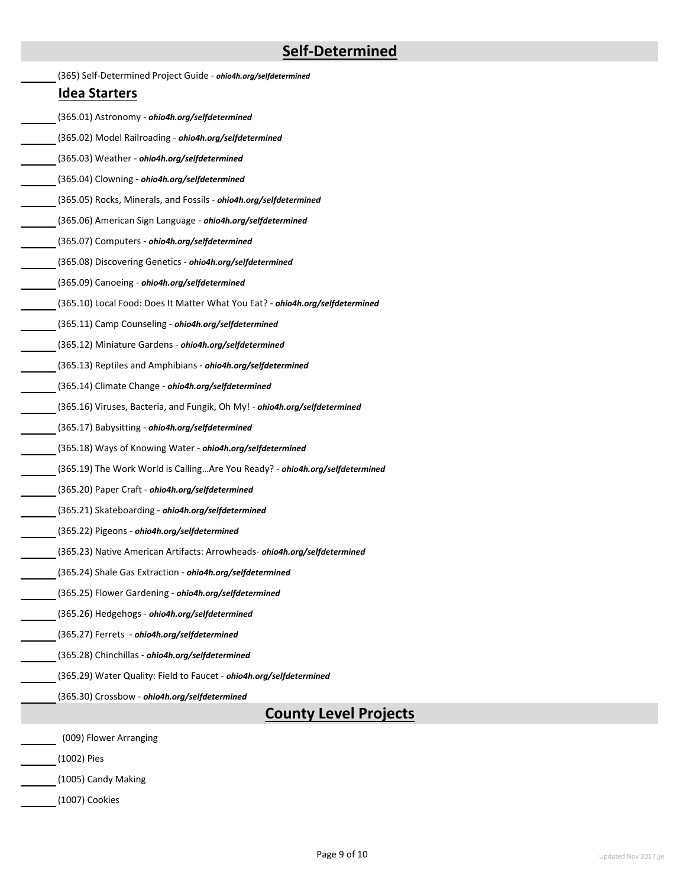## Self-Determined

_______ (365) Self-Determined Project Guide - ***ohio4h.org/selfdetermined***

### Idea Starters

_______ (365.01) Astronomy - ***ohio4h.org/selfdetermined***

_______ (365.02) Model Railroading - ***ohio4h.org/selfdetermined***

_______ (365.03) Weather - ***ohio4h.org/selfdetermined***

_______ (365.04) Clowning - ***ohio4h.org/selfdetermined***

_______ (365.05) Rocks, Minerals, and Fossils - ***ohio4h.org/selfdetermined***

_______ (365.06) American Sign Language - ***ohio4h.org/selfdetermined***

_______ (365.07) Computers - ***ohio4h.org/selfdetermined***

_______ (365.08) Discovering Genetics - ***ohio4h.org/selfdetermined***

_______ (365.09) Canoeing - ***ohio4h.org/selfdetermined***

_______ (365.10) Local Food: Does It Matter What You Eat? - ***ohio4h.org/selfdetermined***

_______ (365.11) Camp Counseling - ***ohio4h.org/selfdetermined***

_______ (365.12) Miniature Gardens - ***ohio4h.org/selfdetermined***

_______ (365.13) Reptiles and Amphibians - ***ohio4h.org/selfdetermined***

_______ (365.14) Climate Change - ***ohio4h.org/selfdetermined***

_______ (365.16) Viruses, Bacteria, and Fungik, Oh My! - ***ohio4h.org/selfdetermined***

_______ (365.17) Babysitting - ***ohio4h.org/selfdetermined***

_______ (365.18) Ways of Knowing Water - ***ohio4h.org/selfdetermined***

_______ (365.19) The Work World is Calling…Are You Ready? - ***ohio4h.org/selfdetermined***

_______ (365.20) Paper Craft - ***ohio4h.org/selfdetermined***

_______ (365.21) Skateboarding - ***ohio4h.org/selfdetermined***

_______ (365.22) Pigeons - ***ohio4h.org/selfdetermined***

_______ (365.23) Native American Artifacts: Arrowheads- ***ohio4h.org/selfdetermined***

_______ (365.24) Shale Gas Extraction - ***ohio4h.org/selfdetermined***

_______ (365.25) Flower Gardening - ***ohio4h.org/selfdetermined***

_______ (365.26) Hedgehogs - ***ohio4h.org/selfdetermined***

_______ (365.27) Ferrets - ***ohio4h.org/selfdetermined***

_______ (365.28) Chinchillas - ***ohio4h.org/selfdetermined***

_______ (365.29) Water Quality: Field to Faucet - ***ohio4h.org/selfdetermined***

_______ (365.30) Crossbow - ***ohio4h.org/selfdetermined***

## County Level Projects

_______ (009) Flower Arranging

_______ (1002) Pies

_______ (1005) Candy Making

_______ (1007) Cookies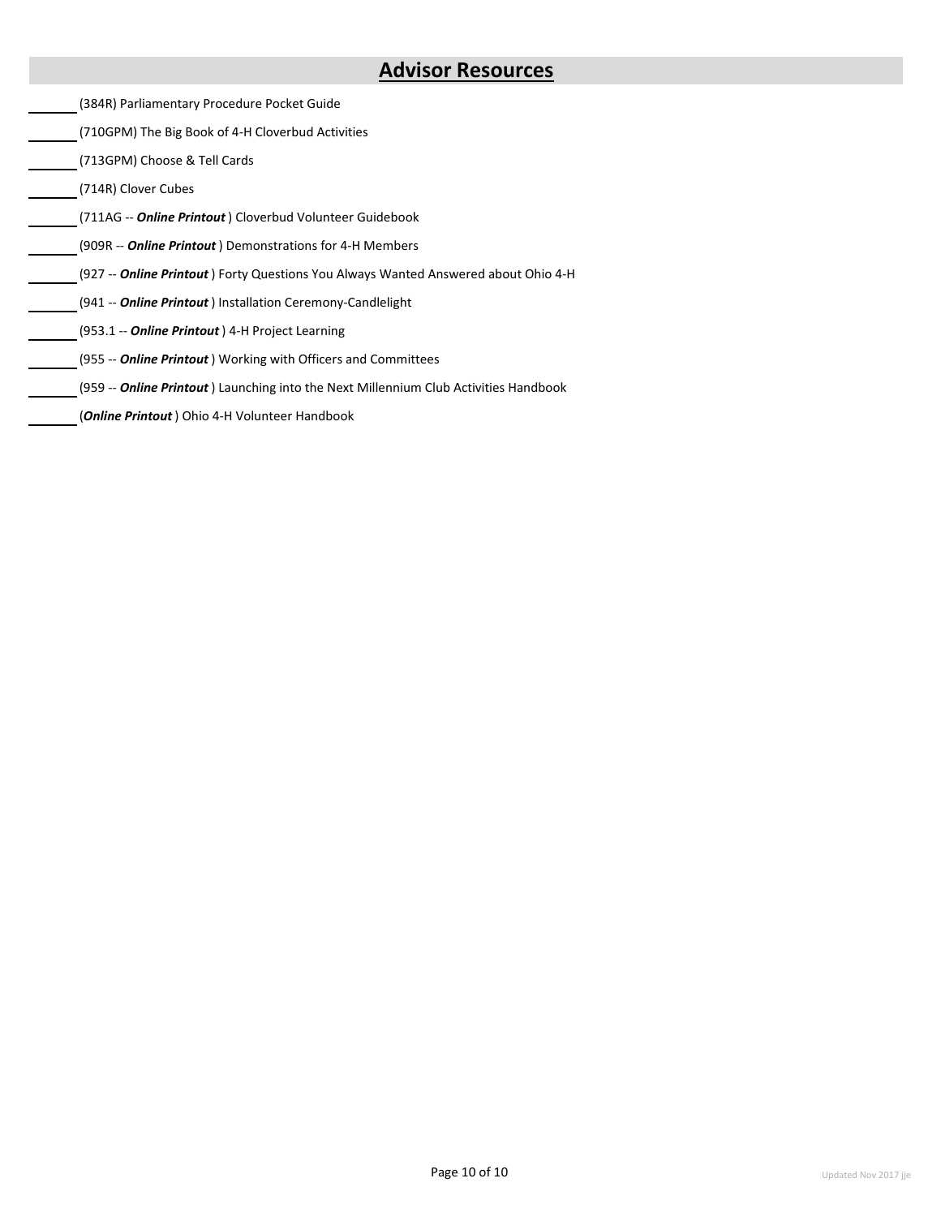## **Advisor Resources**

_______ (384R) Parliamentary Procedure Pocket Guide

_______ (710GPM) The Big Book of 4-H Cloverbud Activities

_______ (713GPM) Choose & Tell Cards

_______ (714R) Clover Cubes

_______ (711AG -- ***Online Printout***) Cloverbud Volunteer Guidebook

_______ (909R -- ***Online Printout***) Demonstrations for 4-H Members

_______ (927 -- ***Online Printout***) Forty Questions You Always Wanted Answered about Ohio 4-H

_______ (941 -- ***Online Printout***) Installation Ceremony-Candlelight

_______ (953.1 -- ***Online Printout***) 4-H Project Learning

_______ (955 -- ***Online Printout***) Working with Officers and Committees

_______ (959 -- ***Online Printout***) Launching into the Next Millennium Club Activities Handbook

_______ (***Online Printout***) Ohio 4-H Volunteer Handbook

Updated Nov 2017 jje